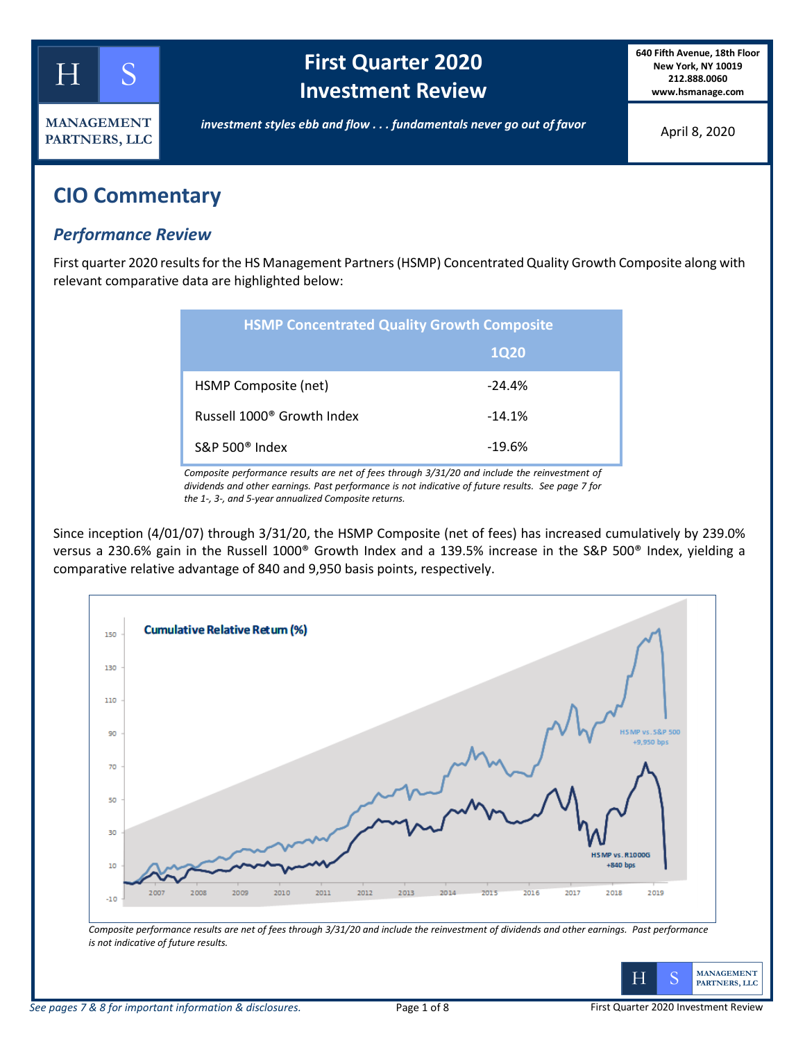# HS MANAGEMENT PARTNERS, LLC

## First Quarter 2020 Investment Review

*investment styles ebb and flow . . . fundamentals never go out of favor*

**640 Fifth Avenue, 18th Floor**
**New York, NY 10019**
**212.888.0060**
**www.hsmanage.com**

April 8, 2020

# CIO Commentary

## *Performance Review*

First quarter 2020 results for the HS Management Partners (HSMP) Concentrated Quality Growth Composite along with relevant comparative data are highlighted below:

| HSMP Concentrated Quality Growth Composite | 1Q20 |
|---|---|
| HSMP Composite (net) | -24.4% |
| Russell 1000® Growth Index | -14.1% |
| S&P 500® Index | -19.6% |

*Composite performance results are net of fees through 3/31/20 and include the reinvestment of dividends and other earnings. Past performance is not indicative of future results. See page 7 for the 1-, 3-, and 5-year annualized Composite returns.*

Since inception (4/01/07) through 3/31/20, the HSMP Composite (net of fees) has increased cumulatively by 239.0% versus a 230.6% gain in the Russell 1000® Growth Index and a 139.5% increase in the S&P 500® Index, yielding a comparative relative advantage of 840 and 9,950 basis points, respectively.

**Cumulative Relative Return (%)**

HSMP vs. S&P 500 +9,950 bps

HSMP vs. R1000G +840 bps

*Composite performance results are net of fees through 3/31/20 and include the reinvestment of dividends and other earnings. Past performance is not indicative of future results.*

*See pages 7 & 8 for important information & disclosures.*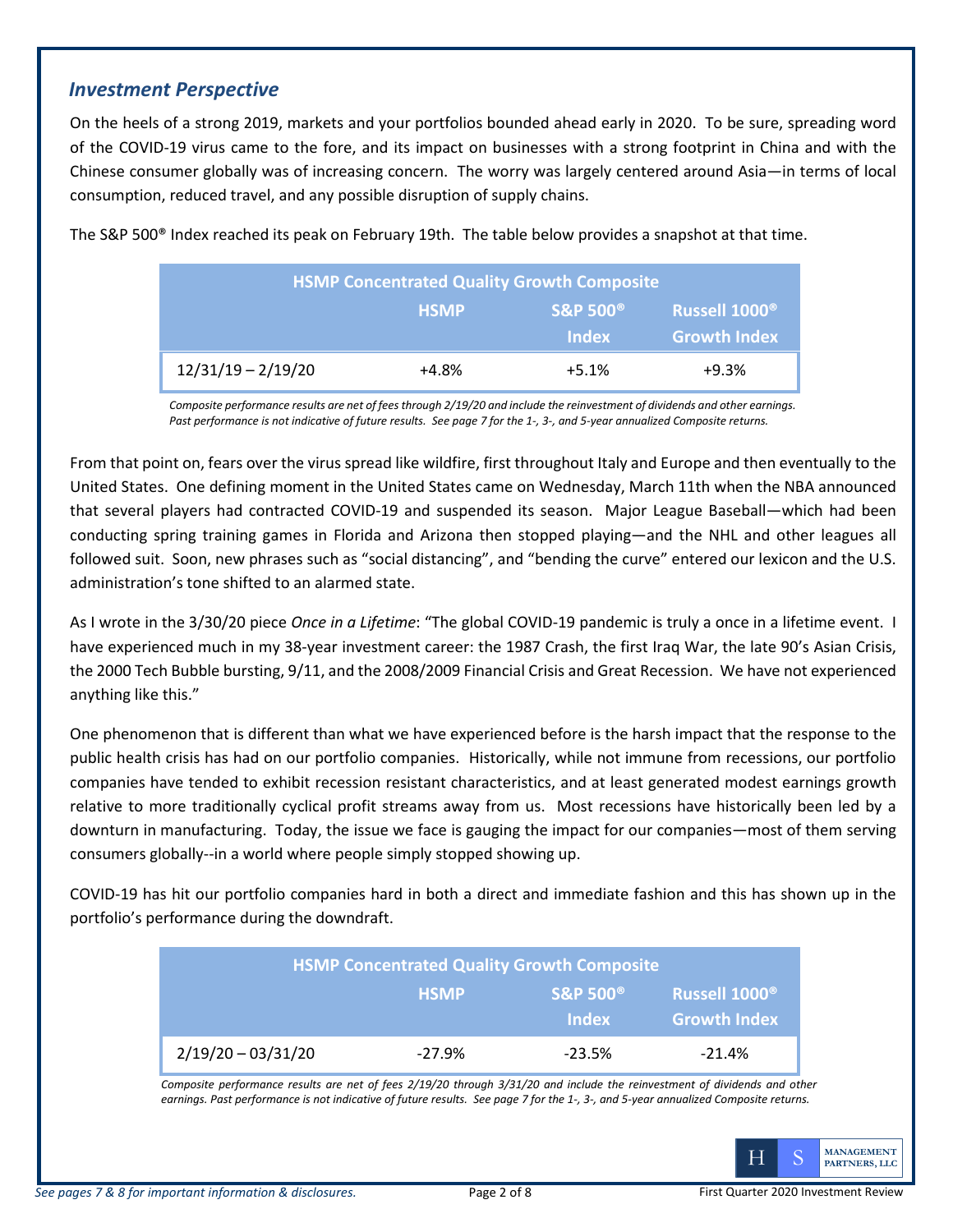## *Investment Perspective*

On the heels of a strong 2019, markets and your portfolios bounded ahead early in 2020. To be sure, spreading word of the COVID-19 virus came to the fore, and its impact on businesses with a strong footprint in China and with the Chinese consumer globally was of increasing concern. The worry was largely centered around Asia—in terms of local consumption, reduced travel, and any possible disruption of supply chains.

The S&P 500® Index reached its peak on February 19th. The table below provides a snapshot at that time.

| HSMP Concentrated Quality Growth Composite | | | |
|---|---|---|---|
| | HSMP | S&P 500® Index | Russell 1000® Growth Index |
| 12/31/19 – 2/19/20 | +4.8% | +5.1% | +9.3% |

*Composite performance results are net of fees through 2/19/20 and include the reinvestment of dividends and other earnings. Past performance is not indicative of future results. See page 7 for the 1-, 3-, and 5-year annualized Composite returns.*

From that point on, fears over the virus spread like wildfire, first throughout Italy and Europe and then eventually to the United States. One defining moment in the United States came on Wednesday, March 11th when the NBA announced that several players had contracted COVID-19 and suspended its season. Major League Baseball—which had been conducting spring training games in Florida and Arizona then stopped playing—and the NHL and other leagues all followed suit. Soon, new phrases such as "social distancing", and "bending the curve" entered our lexicon and the U.S. administration's tone shifted to an alarmed state.

As I wrote in the 3/30/20 piece *Once in a Lifetime*: "The global COVID-19 pandemic is truly a once in a lifetime event. I have experienced much in my 38-year investment career: the 1987 Crash, the first Iraq War, the late 90's Asian Crisis, the 2000 Tech Bubble bursting, 9/11, and the 2008/2009 Financial Crisis and Great Recession. We have not experienced anything like this."

One phenomenon that is different than what we have experienced before is the harsh impact that the response to the public health crisis has had on our portfolio companies. Historically, while not immune from recessions, our portfolio companies have tended to exhibit recession resistant characteristics, and at least generated modest earnings growth relative to more traditionally cyclical profit streams away from us. Most recessions have historically been led by a downturn in manufacturing. Today, the issue we face is gauging the impact for our companies—most of them serving consumers globally--in a world where people simply stopped showing up.

COVID-19 has hit our portfolio companies hard in both a direct and immediate fashion and this has shown up in the portfolio's performance during the downdraft.

| HSMP Concentrated Quality Growth Composite | | | |
|---|---|---|---|
| | HSMP | S&P 500® Index | Russell 1000® Growth Index |
| 2/19/20 – 03/31/20 | -27.9% | -23.5% | -21.4% |

*Composite performance results are net of fees 2/19/20 through 3/31/20 and include the reinvestment of dividends and other earnings. Past performance is not indicative of future results. See page 7 for the 1-, 3-, and 5-year annualized Composite returns.*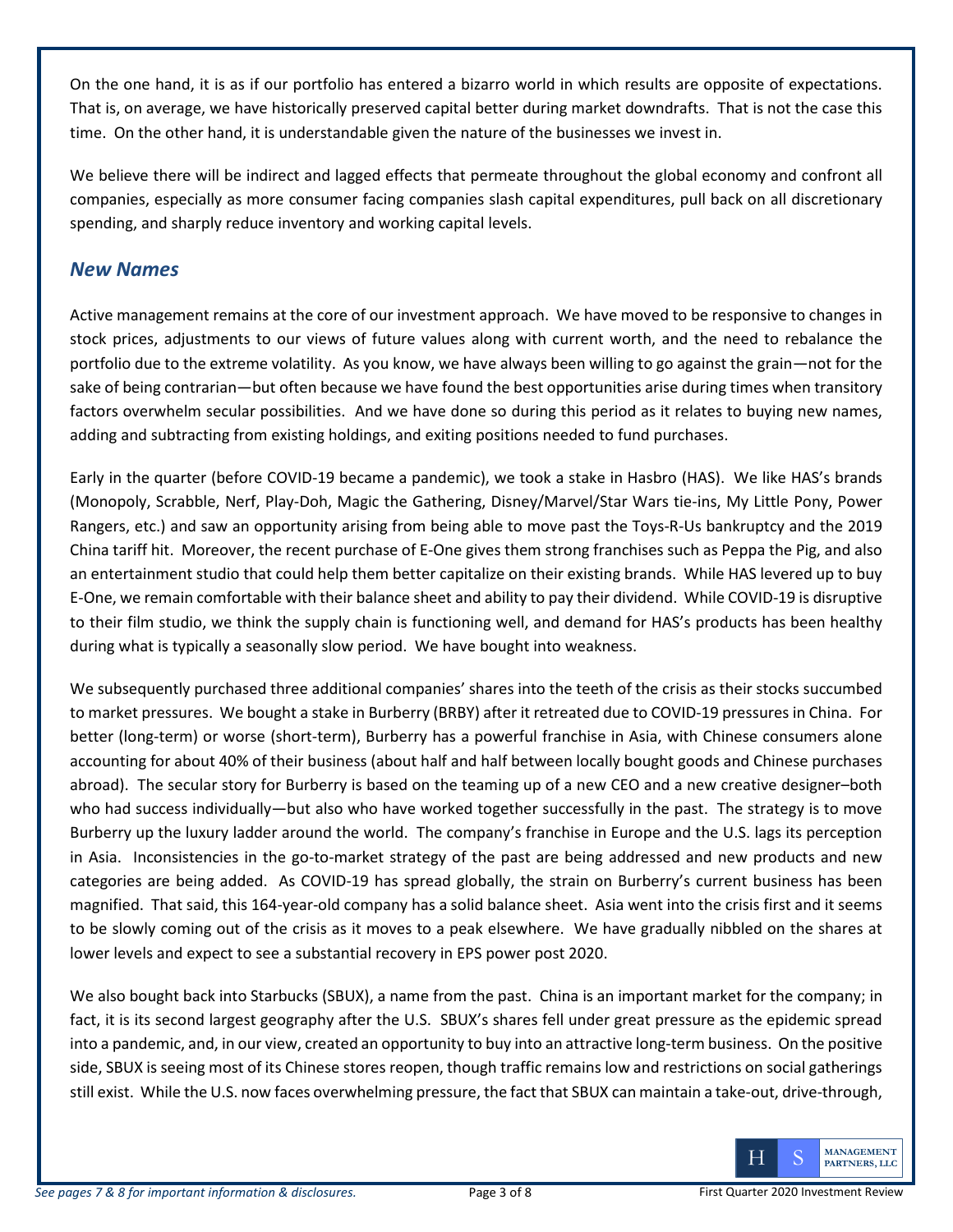On the one hand, it is as if our portfolio has entered a bizarro world in which results are opposite of expectations. That is, on average, we have historically preserved capital better during market downdrafts. That is not the case this time. On the other hand, it is understandable given the nature of the businesses we invest in.

We believe there will be indirect and lagged effects that permeate throughout the global economy and confront all companies, especially as more consumer facing companies slash capital expenditures, pull back on all discretionary spending, and sharply reduce inventory and working capital levels.

## *New Names*

Active management remains at the core of our investment approach. We have moved to be responsive to changes in stock prices, adjustments to our views of future values along with current worth, and the need to rebalance the portfolio due to the extreme volatility. As you know, we have always been willing to go against the grain—not for the sake of being contrarian—but often because we have found the best opportunities arise during times when transitory factors overwhelm secular possibilities. And we have done so during this period as it relates to buying new names, adding and subtracting from existing holdings, and exiting positions needed to fund purchases.

Early in the quarter (before COVID-19 became a pandemic), we took a stake in Hasbro (HAS). We like HAS's brands (Monopoly, Scrabble, Nerf, Play-Doh, Magic the Gathering, Disney/Marvel/Star Wars tie-ins, My Little Pony, Power Rangers, etc.) and saw an opportunity arising from being able to move past the Toys-R-Us bankruptcy and the 2019 China tariff hit. Moreover, the recent purchase of E-One gives them strong franchises such as Peppa the Pig, and also an entertainment studio that could help them better capitalize on their existing brands. While HAS levered up to buy E-One, we remain comfortable with their balance sheet and ability to pay their dividend. While COVID-19 is disruptive to their film studio, we think the supply chain is functioning well, and demand for HAS's products has been healthy during what is typically a seasonally slow period. We have bought into weakness.

We subsequently purchased three additional companies' shares into the teeth of the crisis as their stocks succumbed to market pressures. We bought a stake in Burberry (BRBY) after it retreated due to COVID-19 pressures in China. For better (long-term) or worse (short-term), Burberry has a powerful franchise in Asia, with Chinese consumers alone accounting for about 40% of their business (about half and half between locally bought goods and Chinese purchases abroad). The secular story for Burberry is based on the teaming up of a new CEO and a new creative designer–both who had success individually—but also who have worked together successfully in the past. The strategy is to move Burberry up the luxury ladder around the world. The company's franchise in Europe and the U.S. lags its perception in Asia. Inconsistencies in the go-to-market strategy of the past are being addressed and new products and new categories are being added. As COVID-19 has spread globally, the strain on Burberry's current business has been magnified. That said, this 164-year-old company has a solid balance sheet. Asia went into the crisis first and it seems to be slowly coming out of the crisis as it moves to a peak elsewhere. We have gradually nibbled on the shares at lower levels and expect to see a substantial recovery in EPS power post 2020.

We also bought back into Starbucks (SBUX), a name from the past. China is an important market for the company; in fact, it is its second largest geography after the U.S. SBUX's shares fell under great pressure as the epidemic spread into a pandemic, and, in our view, created an opportunity to buy into an attractive long-term business. On the positive side, SBUX is seeing most of its Chinese stores reopen, though traffic remains low and restrictions on social gatherings still exist. While the U.S. now faces overwhelming pressure, the fact that SBUX can maintain a take-out, drive-through,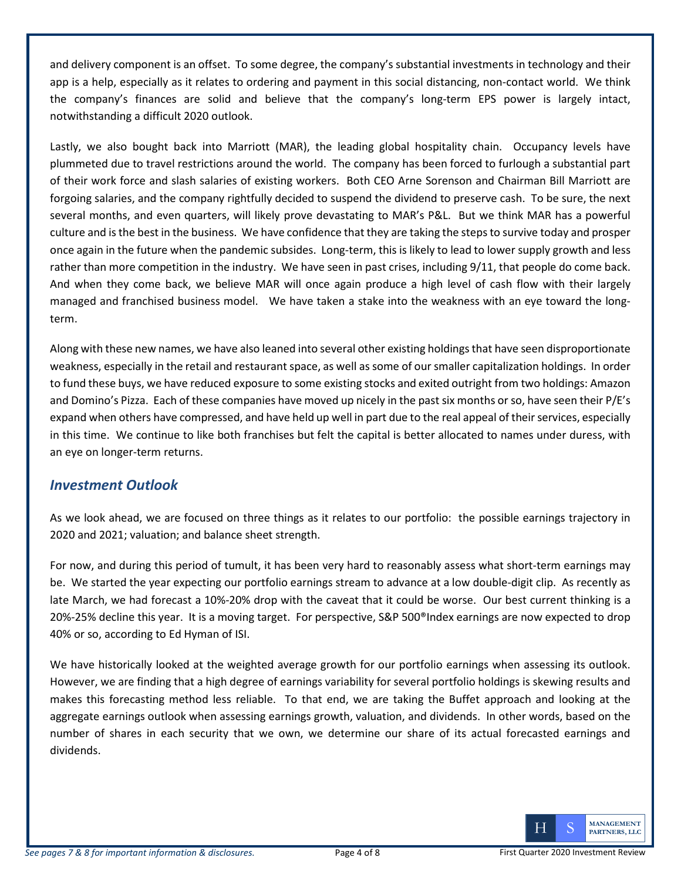and delivery component is an offset. To some degree, the company's substantial investments in technology and their app is a help, especially as it relates to ordering and payment in this social distancing, non-contact world. We think the company's finances are solid and believe that the company's long-term EPS power is largely intact, notwithstanding a difficult 2020 outlook.

Lastly, we also bought back into Marriott (MAR), the leading global hospitality chain. Occupancy levels have plummeted due to travel restrictions around the world. The company has been forced to furlough a substantial part of their work force and slash salaries of existing workers. Both CEO Arne Sorenson and Chairman Bill Marriott are forgoing salaries, and the company rightfully decided to suspend the dividend to preserve cash. To be sure, the next several months, and even quarters, will likely prove devastating to MAR's P&L. But we think MAR has a powerful culture and is the best in the business. We have confidence that they are taking the steps to survive today and prosper once again in the future when the pandemic subsides. Long-term, this is likely to lead to lower supply growth and less rather than more competition in the industry. We have seen in past crises, including 9/11, that people do come back. And when they come back, we believe MAR will once again produce a high level of cash flow with their largely managed and franchised business model. We have taken a stake into the weakness with an eye toward the long-term.

Along with these new names, we have also leaned into several other existing holdings that have seen disproportionate weakness, especially in the retail and restaurant space, as well as some of our smaller capitalization holdings. In order to fund these buys, we have reduced exposure to some existing stocks and exited outright from two holdings: Amazon and Domino's Pizza. Each of these companies have moved up nicely in the past six months or so, have seen their P/E's expand when others have compressed, and have held up well in part due to the real appeal of their services, especially in this time. We continue to like both franchises but felt the capital is better allocated to names under duress, with an eye on longer-term returns.

## *Investment Outlook*

As we look ahead, we are focused on three things as it relates to our portfolio: the possible earnings trajectory in 2020 and 2021; valuation; and balance sheet strength.

For now, and during this period of tumult, it has been very hard to reasonably assess what short-term earnings may be. We started the year expecting our portfolio earnings stream to advance at a low double-digit clip. As recently as late March, we had forecast a 10%-20% drop with the caveat that it could be worse. Our best current thinking is a 20%-25% decline this year. It is a moving target. For perspective, S&P 500®Index earnings are now expected to drop 40% or so, according to Ed Hyman of ISI.

We have historically looked at the weighted average growth for our portfolio earnings when assessing its outlook. However, we are finding that a high degree of earnings variability for several portfolio holdings is skewing results and makes this forecasting method less reliable. To that end, we are taking the Buffet approach and looking at the aggregate earnings outlook when assessing earnings growth, valuation, and dividends. In other words, based on the number of shares in each security that we own, we determine our share of its actual forecasted earnings and dividends.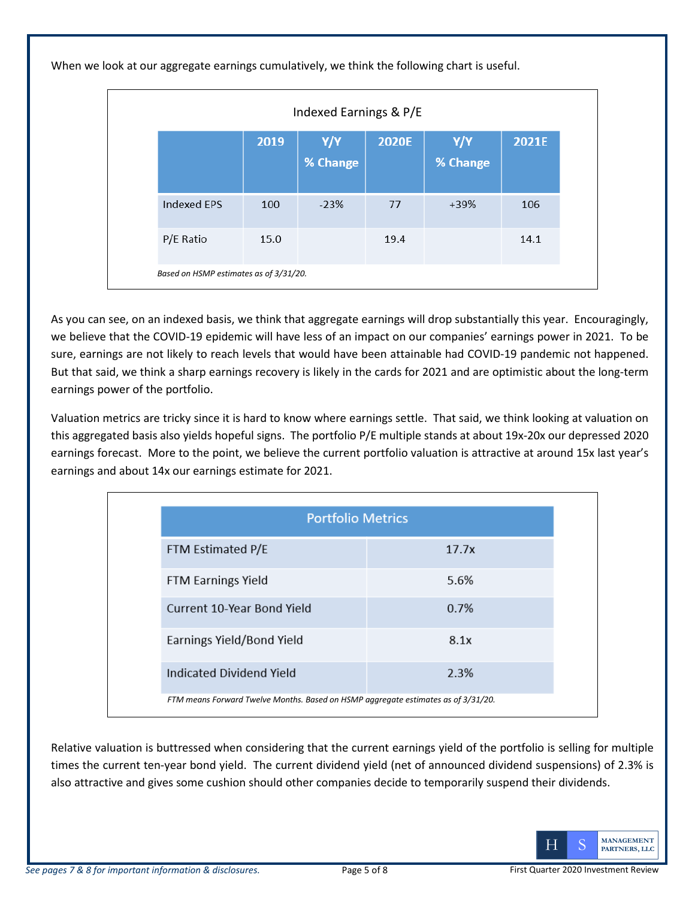When we look at our aggregate earnings cumulatively, we think the following chart is useful.

**Indexed Earnings & P/E**

| | 2019 | Y/Y % Change | 2020E | Y/Y % Change | 2021E |
|---|---|---|---|---|---|
| Indexed EPS | 100 | -23% | 77 | +39% | 106 |
| P/E Ratio | 15.0 | | 19.4 | | 14.1 |

*Based on HSMP estimates as of 3/31/20.*

As you can see, on an indexed basis, we think that aggregate earnings will drop substantially this year. Encouragingly, we believe that the COVID-19 epidemic will have less of an impact on our companies' earnings power in 2021. To be sure, earnings are not likely to reach levels that would have been attainable had COVID-19 pandemic not happened. But that said, we think a sharp earnings recovery is likely in the cards for 2021 and are optimistic about the long-term earnings power of the portfolio.

Valuation metrics are tricky since it is hard to know where earnings settle. That said, we think looking at valuation on this aggregated basis also yields hopeful signs. The portfolio P/E multiple stands at about 19x-20x our depressed 2020 earnings forecast. More to the point, we believe the current portfolio valuation is attractive at around 15x last year's earnings and about 14x our earnings estimate for 2021.

| Portfolio Metrics | |
|---|---|
| FTM Estimated P/E | 17.7x |
| FTM Earnings Yield | 5.6% |
| Current 10-Year Bond Yield | 0.7% |
| Earnings Yield/Bond Yield | 8.1x |
| Indicated Dividend Yield | 2.3% |

*FTM means Forward Twelve Months. Based on HSMP aggregate estimates as of 3/31/20.*

Relative valuation is buttressed when considering that the current earnings yield of the portfolio is selling for multiple times the current ten-year bond yield. The current dividend yield (net of announced dividend suspensions) of 2.3% is also attractive and gives some cushion should other companies decide to temporarily suspend their dividends.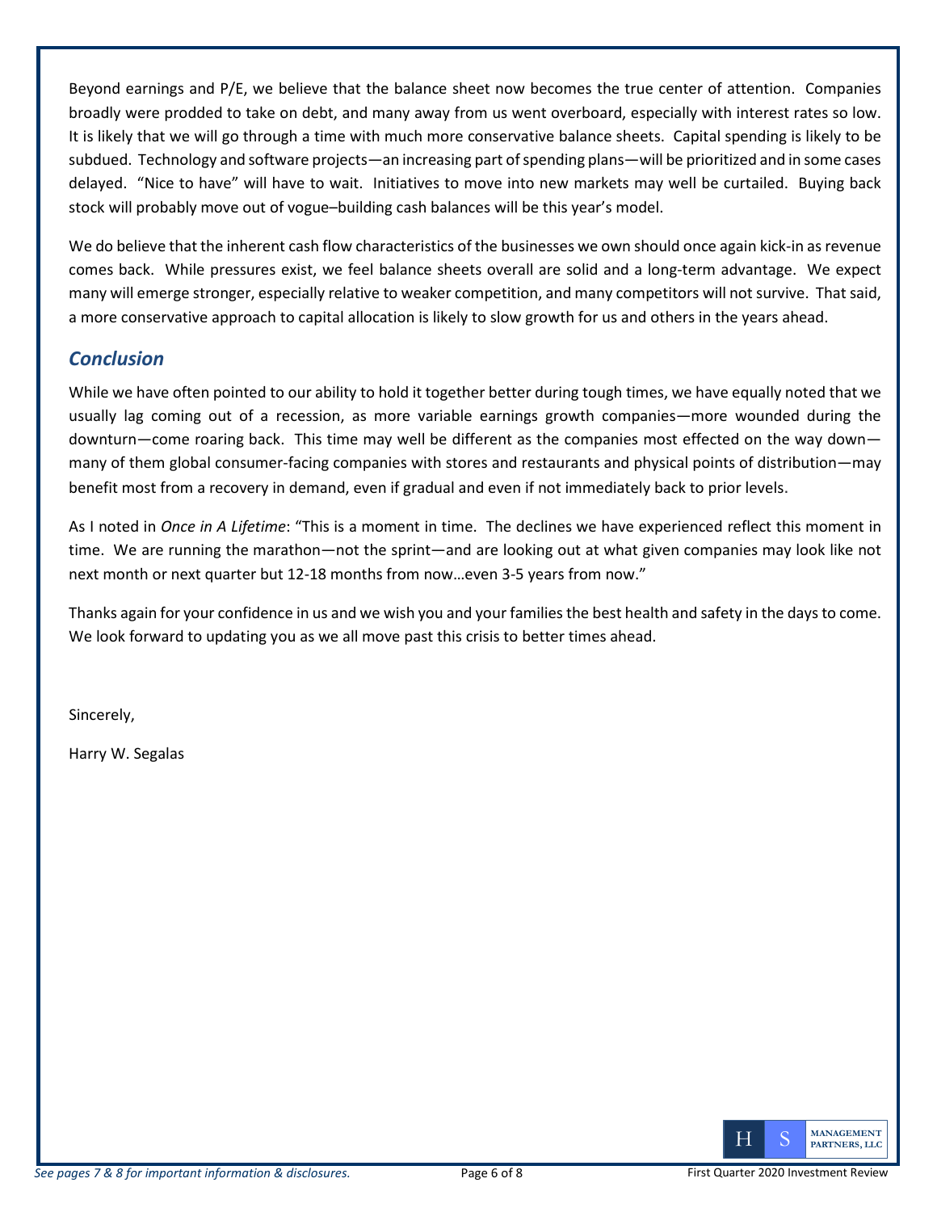Beyond earnings and P/E, we believe that the balance sheet now becomes the true center of attention. Companies broadly were prodded to take on debt, and many away from us went overboard, especially with interest rates so low. It is likely that we will go through a time with much more conservative balance sheets. Capital spending is likely to be subdued. Technology and software projects—an increasing part of spending plans—will be prioritized and in some cases delayed. "Nice to have" will have to wait. Initiatives to move into new markets may well be curtailed. Buying back stock will probably move out of vogue–building cash balances will be this year's model.

We do believe that the inherent cash flow characteristics of the businesses we own should once again kick-in as revenue comes back. While pressures exist, we feel balance sheets overall are solid and a long-term advantage. We expect many will emerge stronger, especially relative to weaker competition, and many competitors will not survive. That said, a more conservative approach to capital allocation is likely to slow growth for us and others in the years ahead.

## *Conclusion*

While we have often pointed to our ability to hold it together better during tough times, we have equally noted that we usually lag coming out of a recession, as more variable earnings growth companies—more wounded during the downturn—come roaring back. This time may well be different as the companies most effected on the way down—many of them global consumer-facing companies with stores and restaurants and physical points of distribution—may benefit most from a recovery in demand, even if gradual and even if not immediately back to prior levels.

As I noted in *Once in A Lifetime*: "This is a moment in time. The declines we have experienced reflect this moment in time. We are running the marathon—not the sprint—and are looking out at what given companies may look like not next month or next quarter but 12-18 months from now…even 3-5 years from now."

Thanks again for your confidence in us and we wish you and your families the best health and safety in the days to come. We look forward to updating you as we all move past this crisis to better times ahead.

Sincerely,

Harry W. Segalas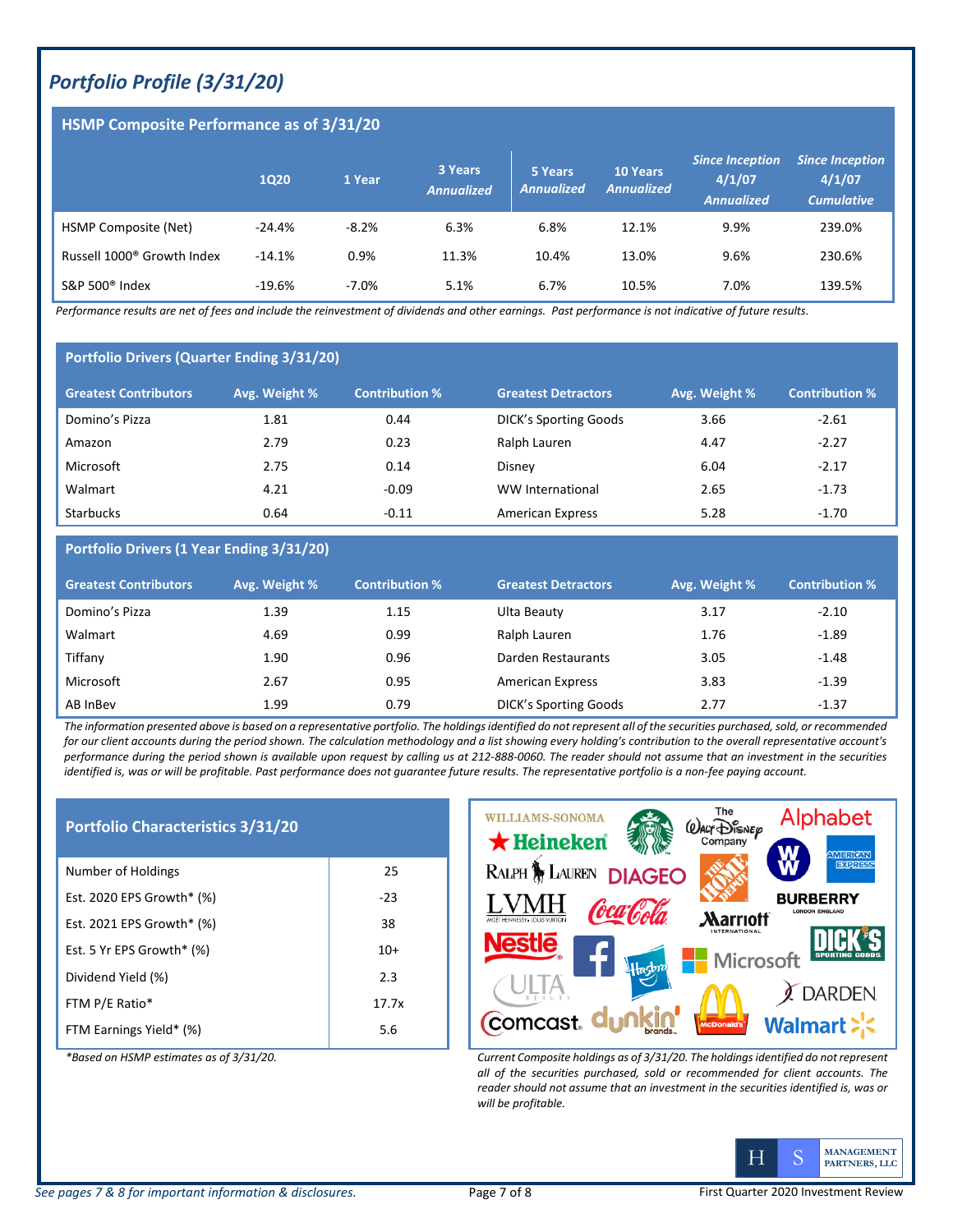## Portfolio Profile (3/31/20)

### HSMP Composite Performance as of 3/31/20

| | 1Q20 | 1 Year | 3 Years *Annualized* | 5 Years *Annualized* | 10 Years *Annualized* | *Since Inception 4/1/07 Annualized* | *Since Inception 4/1/07 Cumulative* |
|---|---|---|---|---|---|---|---|
| HSMP Composite (Net) | -24.4% | -8.2% | 6.3% | 6.8% | 12.1% | 9.9% | 239.0% |
| Russell 1000® Growth Index | -14.1% | 0.9% | 11.3% | 10.4% | 13.0% | 9.6% | 230.6% |
| S&P 500® Index | -19.6% | -7.0% | 5.1% | 6.7% | 10.5% | 7.0% | 139.5% |

*Performance results are net of fees and include the reinvestment of dividends and other earnings. Past performance is not indicative of future results.*

### Portfolio Drivers (Quarter Ending 3/31/20)

| Greatest Contributors | Avg. Weight % | Contribution % | Greatest Detractors | Avg. Weight % | Contribution % |
|---|---|---|---|---|---|
| Domino's Pizza | 1.81 | 0.44 | DICK's Sporting Goods | 3.66 | -2.61 |
| Amazon | 2.79 | 0.23 | Ralph Lauren | 4.47 | -2.27 |
| Microsoft | 2.75 | 0.14 | Disney | 6.04 | -2.17 |
| Walmart | 4.21 | -0.09 | WW International | 2.65 | -1.73 |
| Starbucks | 0.64 | -0.11 | American Express | 5.28 | -1.70 |

### Portfolio Drivers (1 Year Ending 3/31/20)

| Greatest Contributors | Avg. Weight % | Contribution % | Greatest Detractors | Avg. Weight % | Contribution % |
|---|---|---|---|---|---|
| Domino's Pizza | 1.39 | 1.15 | Ulta Beauty | 3.17 | -2.10 |
| Walmart | 4.69 | 0.99 | Ralph Lauren | 1.76 | -1.89 |
| Tiffany | 1.90 | 0.96 | Darden Restaurants | 3.05 | -1.48 |
| Microsoft | 2.67 | 0.95 | American Express | 3.83 | -1.39 |
| AB InBev | 1.99 | 0.79 | DICK's Sporting Goods | 2.77 | -1.37 |

*The information presented above is based on a representative portfolio. The holdings identified do not represent all of the securities purchased, sold, or recommended for our client accounts during the period shown. The calculation methodology and a list showing every holding's contribution to the overall representative account's performance during the period shown is available upon request by calling us at 212-888-0060. The reader should not assume that an investment in the securities identified is, was or will be profitable. Past performance does not guarantee future results. The representative portfolio is a non-fee paying account.*

### Portfolio Characteristics 3/31/20

| | |
|---|---|
| Number of Holdings | 25 |
| Est. 2020 EPS Growth* (%) | -23 |
| Est. 2021 EPS Growth* (%) | 38 |
| Est. 5 Yr EPS Growth* (%) | 10+ |
| Dividend Yield (%) | 2.3 |
| FTM P/E Ratio* | 17.7x |
| FTM Earnings Yield* (%) | 5.6 |

*\*Based on HSMP estimates as of 3/31/20.*

WILLIAMS-SONOMA, Heineken, Starbucks, The Walt Disney Company, Alphabet, Ralph Lauren, DIAGEO, The Home Depot, WW, American Express, LVMH, Coca-Cola, Marriott International, Burberry, Nestlé, Facebook, Hasbro, Microsoft, DICK'S Sporting Goods, ULTA Beauty, Darden, Comcast, Dunkin' Brands, McDonald's, Walmart

*Current Composite holdings as of 3/31/20. The holdings identified do not represent all of the securities purchased, sold or recommended for client accounts. The reader should not assume that an investment in the securities identified is, was or will be profitable.*

*See pages 7 & 8 for important information & disclosures.*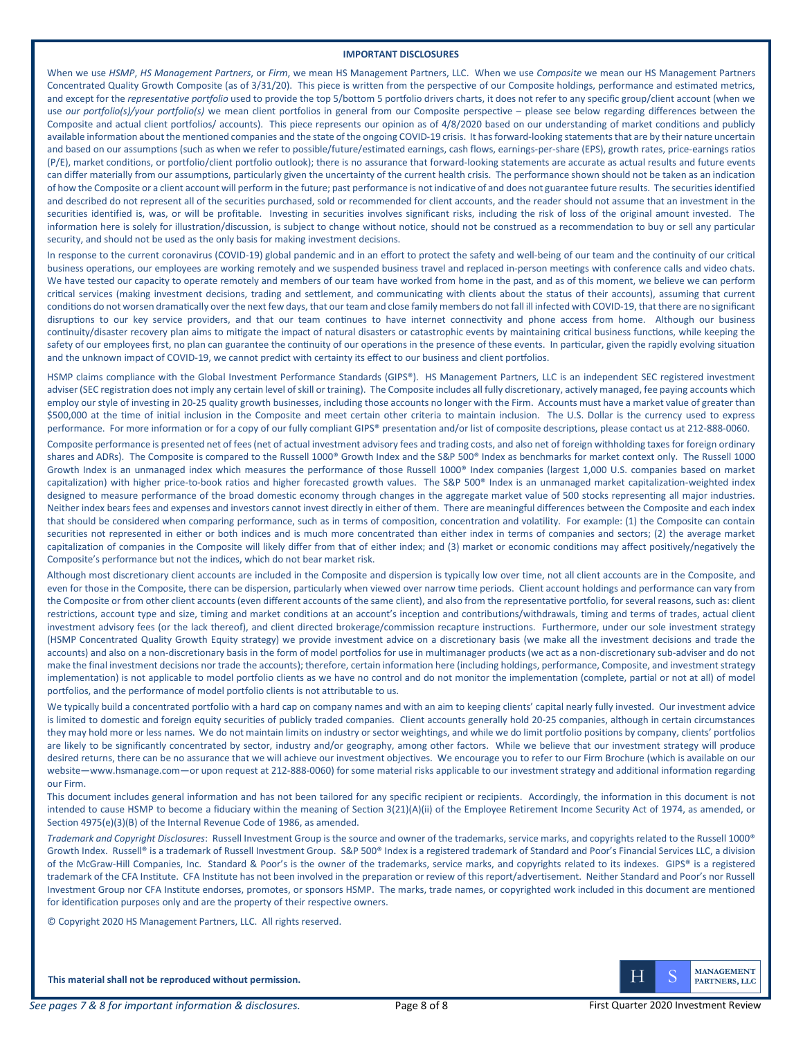## IMPORTANT DISCLOSURES

When we use *HSMP*, *HS Management Partners*, or *Firm*, we mean HS Management Partners, LLC. When we use *Composite* we mean our HS Management Partners Concentrated Quality Growth Composite (as of 3/31/20). This piece is written from the perspective of our Composite holdings, performance and estimated metrics, and except for the *representative portfolio* used to provide the top 5/bottom 5 portfolio drivers charts, it does not refer to any specific group/client account (when we use *our portfolio(s)/your portfolio(s)* we mean client portfolios in general from our Composite perspective – please see below regarding differences between the Composite and actual client portfolios/ accounts). This piece represents our opinion as of 4/8/2020 based on our understanding of market conditions and publicly available information about the mentioned companies and the state of the ongoing COVID-19 crisis. It has forward-looking statements that are by their nature uncertain and based on our assumptions (such as when we refer to possible/future/estimated earnings, cash flows, earnings-per-share (EPS), growth rates, price-earnings ratios (P/E), market conditions, or portfolio/client portfolio outlook); there is no assurance that forward-looking statements are accurate as actual results and future events can differ materially from our assumptions, particularly given the uncertainty of the current health crisis. The performance shown should not be taken as an indication of how the Composite or a client account will perform in the future; past performance is not indicative of and does not guarantee future results. The securities identified and described do not represent all of the securities purchased, sold or recommended for client accounts, and the reader should not assume that an investment in the securities identified is, was, or will be profitable. Investing in securities involves significant risks, including the risk of loss of the original amount invested. The information here is solely for illustration/discussion, is subject to change without notice, should not be construed as a recommendation to buy or sell any particular security, and should not be used as the only basis for making investment decisions.

In response to the current coronavirus (COVID-19) global pandemic and in an effort to protect the safety and well-being of our team and the continuity of our critical business operations, our employees are working remotely and we suspended business travel and replaced in-person meetings with conference calls and video chats. We have tested our capacity to operate remotely and members of our team have worked from home in the past, and as of this moment, we believe we can perform critical services (making investment decisions, trading and settlement, and communicating with clients about the status of their accounts), assuming that current conditions do not worsen dramatically over the next few days, that our team and close family members do not fall ill infected with COVID-19, that there are no significant disruptions to our key service providers, and that our team continues to have internet connectivity and phone access from home. Although our business continuity/disaster recovery plan aims to mitigate the impact of natural disasters or catastrophic events by maintaining critical business functions, while keeping the safety of our employees first, no plan can guarantee the continuity of our operations in the presence of these events. In particular, given the rapidly evolving situation and the unknown impact of COVID-19, we cannot predict with certainty its effect to our business and client portfolios.

HSMP claims compliance with the Global Investment Performance Standards (GIPS®). HS Management Partners, LLC is an independent SEC registered investment adviser (SEC registration does not imply any certain level of skill or training). The Composite includes all fully discretionary, actively managed, fee paying accounts which employ our style of investing in 20-25 quality growth businesses, including those accounts no longer with the Firm. Accounts must have a market value of greater than $500,000 at the time of initial inclusion in the Composite and meet certain other criteria to maintain inclusion. The U.S. Dollar is the currency used to express performance. For more information or for a copy of our fully compliant GIPS® presentation and/or list of composite descriptions, please contact us at 212-888-0060.

Composite performance is presented net of fees (net of actual investment advisory fees and trading costs, and also net of foreign withholding taxes for foreign ordinary shares and ADRs). The Composite is compared to the Russell 1000® Growth Index and the S&P 500® Index as benchmarks for market context only. The Russell 1000 Growth Index is an unmanaged index which measures the performance of those Russell 1000® Index companies (largest 1,000 U.S. companies based on market capitalization) with higher price-to-book ratios and higher forecasted growth values. The S&P 500® Index is an unmanaged market capitalization-weighted index designed to measure performance of the broad domestic economy through changes in the aggregate market value of 500 stocks representing all major industries. Neither index bears fees and expenses and investors cannot invest directly in either of them. There are meaningful differences between the Composite and each index that should be considered when comparing performance, such as in terms of composition, concentration and volatility. For example: (1) the Composite can contain securities not represented in either or both indices and is much more concentrated than either index in terms of companies and sectors; (2) the average market capitalization of companies in the Composite will likely differ from that of either index; and (3) market or economic conditions may affect positively/negatively the Composite's performance but not the indices, which do not bear market risk.

Although most discretionary client accounts are included in the Composite and dispersion is typically low over time, not all client accounts are in the Composite, and even for those in the Composite, there can be dispersion, particularly when viewed over narrow time periods. Client account holdings and performance can vary from the Composite or from other client accounts (even different accounts of the same client), and also from the representative portfolio, for several reasons, such as: client restrictions, account type and size, timing and market conditions at an account's inception and contributions/withdrawals, timing and terms of trades, actual client investment advisory fees (or the lack thereof), and client directed brokerage/commission recapture instructions. Furthermore, under our sole investment strategy (HSMP Concentrated Quality Growth Equity strategy) we provide investment advice on a discretionary basis (we make all the investment decisions and trade the accounts) and also on a non-discretionary basis in the form of model portfolios for use in multimanager products (we act as a non-discretionary sub-adviser and do not make the final investment decisions nor trade the accounts); therefore, certain information here (including holdings, performance, Composite, and investment strategy implementation) is not applicable to model portfolio clients as we have no control and do not monitor the implementation (complete, partial or not at all) of model portfolios, and the performance of model portfolio clients is not attributable to us.

We typically build a concentrated portfolio with a hard cap on company names and with an aim to keeping clients' capital nearly fully invested. Our investment advice is limited to domestic and foreign equity securities of publicly traded companies. Client accounts generally hold 20-25 companies, although in certain circumstances they may hold more or less names. We do not maintain limits on industry or sector weightings, and while we do limit portfolio positions by company, clients' portfolios are likely to be significantly concentrated by sector, industry and/or geography, among other factors. While we believe that our investment strategy will produce desired returns, there can be no assurance that we will achieve our investment objectives. We encourage you to refer to our Firm Brochure (which is available on our website—www.hsmanage.com—or upon request at 212-888-0060) for some material risks applicable to our investment strategy and additional information regarding our Firm.

This document includes general information and has not been tailored for any specific recipient or recipients. Accordingly, the information in this document is not intended to cause HSMP to become a fiduciary within the meaning of Section 3(21)(A)(ii) of the Employee Retirement Income Security Act of 1974, as amended, or Section 4975(e)(3)(B) of the Internal Revenue Code of 1986, as amended.

*Trademark and Copyright Disclosures*: Russell Investment Group is the source and owner of the trademarks, service marks, and copyrights related to the Russell 1000® Growth Index. Russell® is a trademark of Russell Investment Group. S&P 500® Index is a registered trademark of Standard and Poor's Financial Services LLC, a division of the McGraw-Hill Companies, Inc. Standard & Poor's is the owner of the trademarks, service marks, and copyrights related to its indexes. GIPS® is a registered trademark of the CFA Institute. CFA Institute has not been involved in the preparation or review of this report/advertisement. Neither Standard and Poor's nor Russell Investment Group nor CFA Institute endorses, promotes, or sponsors HSMP. The marks, trade names, or copyrighted work included in this document are mentioned for identification purposes only and are the property of their respective owners.

© Copyright 2020 HS Management Partners, LLC. All rights reserved.

**This material shall not be reproduced without permission.**